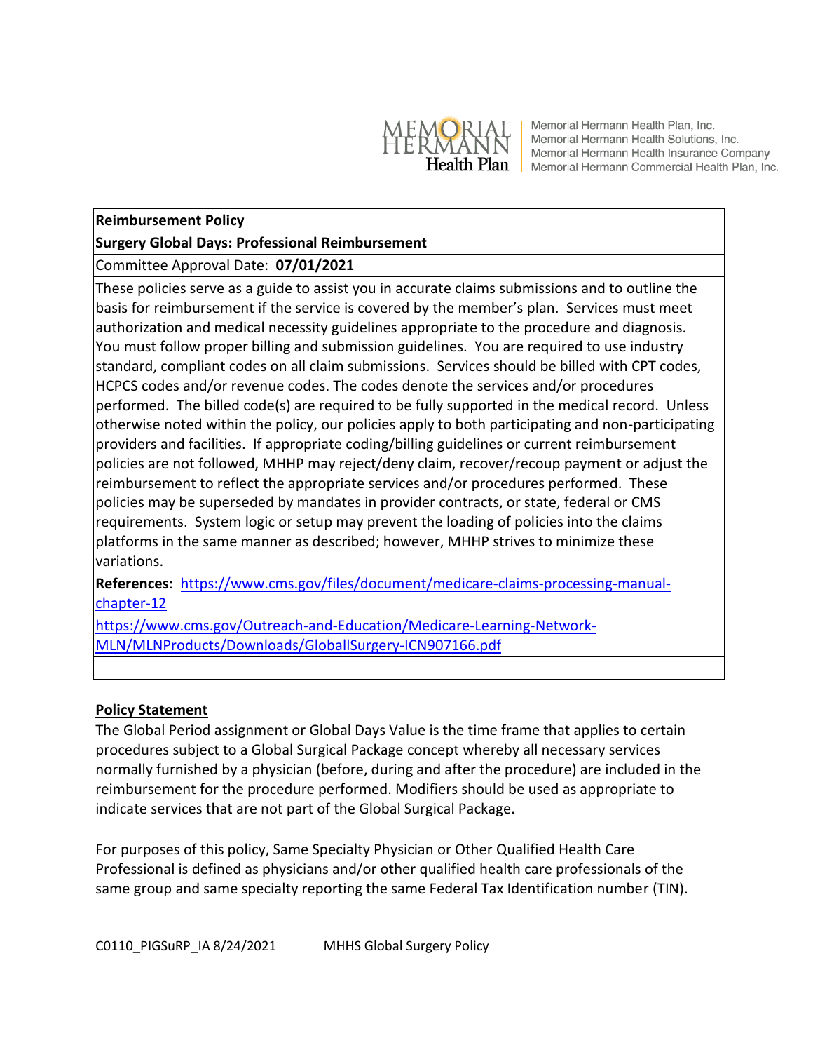Memorial Hermann Health Plan, Inc.
Memorial Hermann Health Solutions, Inc.
Memorial Hermann Health Insurance Company
Memorial Hermann Commercial Health Plan, Inc.

| **Reimbursement Policy** |
| --- |
| **Surgery Global Days: Professional Reimbursement** |
| Committee Approval Date: **07/01/2021** |
| These policies serve as a guide to assist you in accurate claims submissions and to outline the basis for reimbursement if the service is covered by the member's plan. Services must meet authorization and medical necessity guidelines appropriate to the procedure and diagnosis. You must follow proper billing and submission guidelines. You are required to use industry standard, compliant codes on all claim submissions. Services should be billed with CPT codes, HCPCS codes and/or revenue codes. The codes denote the services and/or procedures performed. The billed code(s) are required to be fully supported in the medical record. Unless otherwise noted within the policy, our policies apply to both participating and non-participating providers and facilities. If appropriate coding/billing guidelines or current reimbursement policies are not followed, MHHP may reject/deny claim, recover/recoup payment or adjust the reimbursement to reflect the appropriate services and/or procedures performed. These policies may be superseded by mandates in provider contracts, or state, federal or CMS requirements. System logic or setup may prevent the loading of policies into the claims platforms in the same manner as described; however, MHHP strives to minimize these variations. |
| **References**: https://www.cms.gov/files/document/medicare-claims-processing-manual-chapter-12 |
| https://www.cms.gov/Outreach-and-Education/Medicare-Learning-Network-MLN/MLNProducts/Downloads/GloballSurgery-ICN907166.pdf |
| |

## Policy Statement

The Global Period assignment or Global Days Value is the time frame that applies to certain procedures subject to a Global Surgical Package concept whereby all necessary services normally furnished by a physician (before, during and after the procedure) are included in the reimbursement for the procedure performed. Modifiers should be used as appropriate to indicate services that are not part of the Global Surgical Package.

For purposes of this policy, Same Specialty Physician or Other Qualified Health Care Professional is defined as physicians and/or other qualified health care professionals of the same group and same specialty reporting the same Federal Tax Identification number (TIN).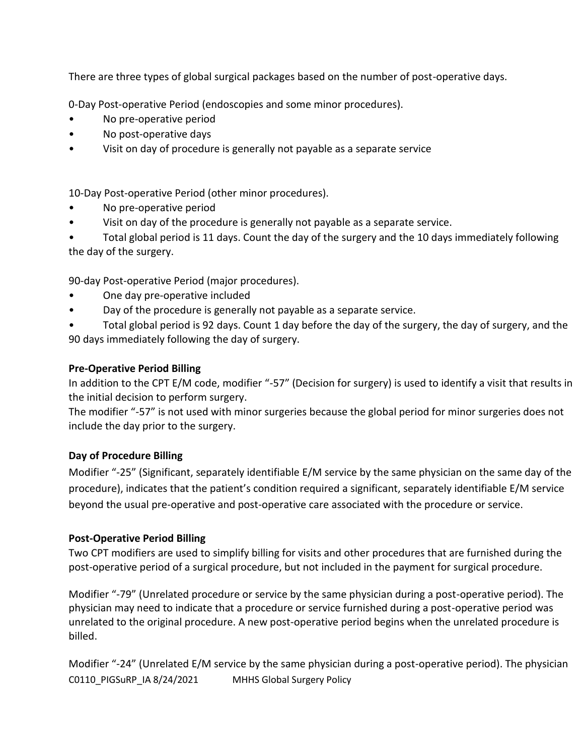There are three types of global surgical packages based on the number of post-operative days.

0-Day Post-operative Period (endoscopies and some minor procedures).

- No pre-operative period
- No post-operative days
- Visit on day of procedure is generally not payable as a separate service

10-Day Post-operative Period (other minor procedures).

- No pre-operative period
- Visit on day of the procedure is generally not payable as a separate service.
- Total global period is 11 days. Count the day of the surgery and the 10 days immediately following the day of the surgery.

90-day Post-operative Period (major procedures).

- One day pre-operative included
- Day of the procedure is generally not payable as a separate service.
- Total global period is 92 days. Count 1 day before the day of the surgery, the day of surgery, and the 90 days immediately following the day of surgery.

**Pre-Operative Period Billing**

In addition to the CPT E/M code, modifier "-57" (Decision for surgery) is used to identify a visit that results in the initial decision to perform surgery.

The modifier "-57" is not used with minor surgeries because the global period for minor surgeries does not include the day prior to the surgery.

**Day of Procedure Billing**

Modifier "-25" (Significant, separately identifiable E/M service by the same physician on the same day of the procedure), indicates that the patient's condition required a significant, separately identifiable E/M service beyond the usual pre-operative and post-operative care associated with the procedure or service.

**Post-Operative Period Billing**

Two CPT modifiers are used to simplify billing for visits and other procedures that are furnished during the post-operative period of a surgical procedure, but not included in the payment for surgical procedure.

Modifier "-79" (Unrelated procedure or service by the same physician during a post-operative period). The physician may need to indicate that a procedure or service furnished during a post-operative period was unrelated to the original procedure. A new post-operative period begins when the unrelated procedure is billed.

Modifier "-24" (Unrelated E/M service by the same physician during a post-operative period). The physician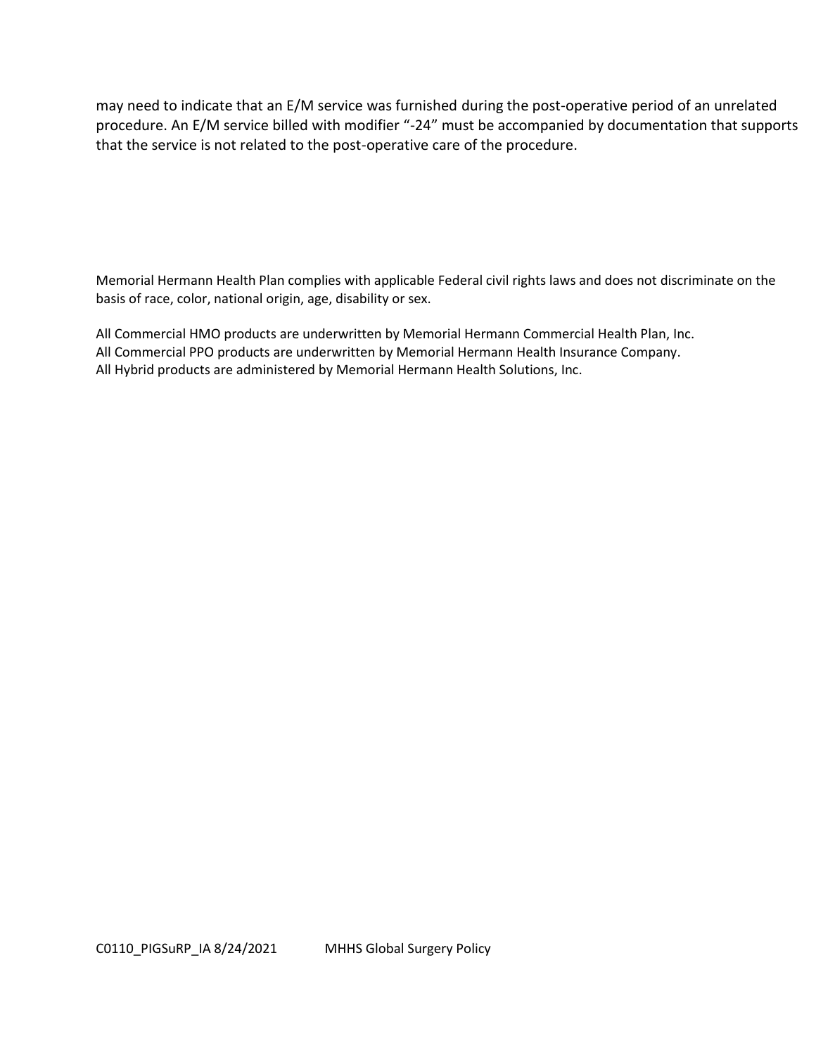may need to indicate that an E/M service was furnished during the post-operative period of an unrelated procedure. An E/M service billed with modifier "-24" must be accompanied by documentation that supports that the service is not related to the post-operative care of the procedure.

Memorial Hermann Health Plan complies with applicable Federal civil rights laws and does not discriminate on the basis of race, color, national origin, age, disability or sex.

All Commercial HMO products are underwritten by Memorial Hermann Commercial Health Plan, Inc.
All Commercial PPO products are underwritten by Memorial Hermann Health Insurance Company.
All Hybrid products are administered by Memorial Hermann Health Solutions, Inc.